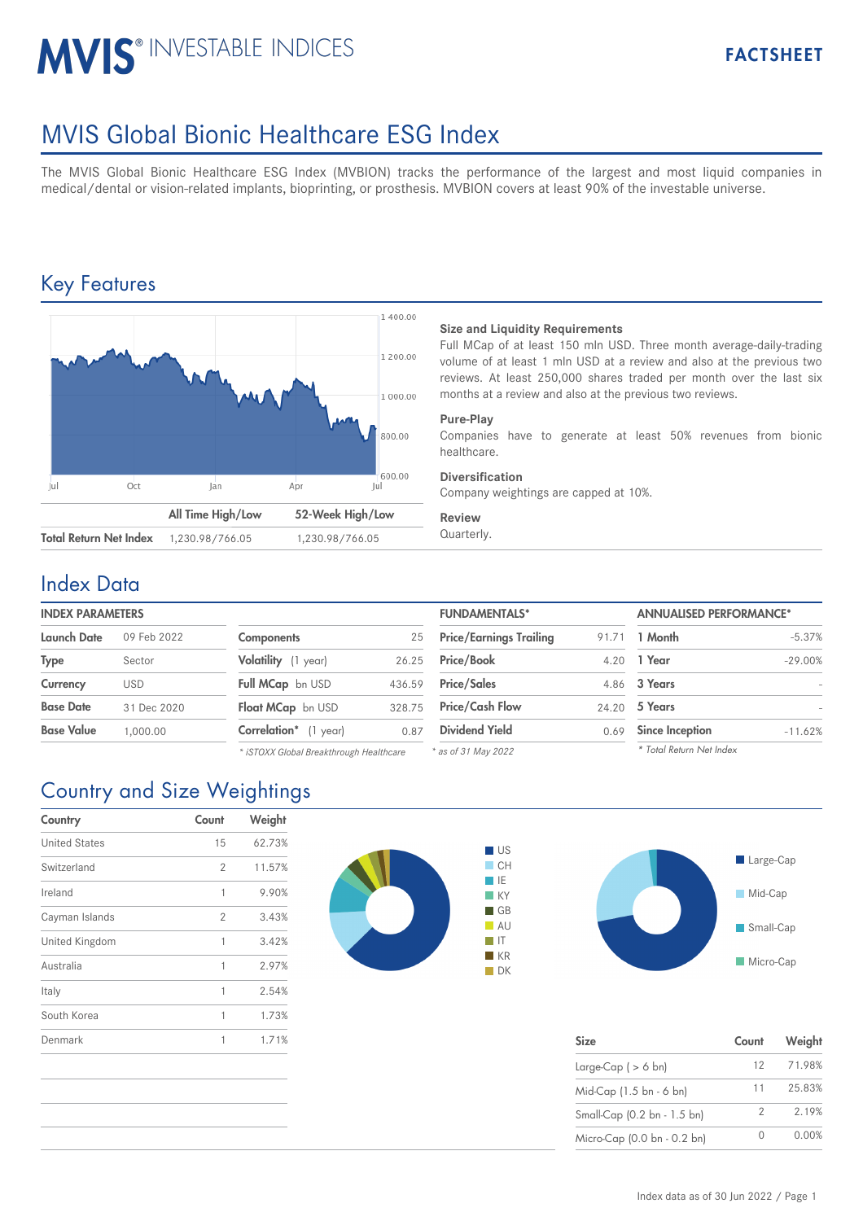# MVIS® INVESTABLE INDICES

**FACTSHEET**

# MVIS Global Bionic Healthcare ESG Index

The MVIS Global Bionic Healthcare ESG Index (MVBION) tracks the performance of the largest and most liquid companies in medical/dental or vision-related implants, bioprinting, or prosthesis. MVBION covers at least 90% of the investable universe.

## Key Features

| | All Time High/Low | 52-Week High/Low |
|---|---|---|
| **Total Return Net Index** | 1,230.98/766.05 | 1,230.98/766.05 |

### Size and Liquidity Requirements

Full MCap of at least 150 mln USD. Three month average-daily-trading volume of at least 1 mln USD at a review and also at the previous two reviews. At least 250,000 shares traded per month over the last six months at a review and also at the previous two reviews.

### Pure-Play

Companies have to generate at least 50% revenues from bionic healthcare.

### Diversification

Company weightings are capped at 10%.

### Review

Quarterly.

## Index Data

| INDEX PARAMETERS | |
|---|---|
| **Launch Date** | 09 Feb 2022 |
| **Type** | Sector |
| **Currency** | USD |
| **Base Date** | 31 Dec 2020 |
| **Base Value** | 1,000.00 |

| | |
|---|---|
| **Components** | 25 |
| **Volatility** (1 year) | 26.25 |
| **Full MCap** bn USD | 436.59 |
| **Float MCap** bn USD | 328.75 |
| **Correlation*** (1 year) | 0.87 |

*\* iSTOXX Global Breakthrough Healthcare*

| FUNDAMENTALS* | |
|---|---|
| **Price/Earnings Trailing** | 91.71 |
| **Price/Book** | 4.20 |
| **Price/Sales** | 4.86 |
| **Price/Cash Flow** | 24.20 |
| **Dividend Yield** | 0.69 |

*\* as of 31 May 2022*

| ANNUALISED PERFORMANCE* | |
|---|---|
| **1 Month** | -5.37% |
| **1 Year** | -29.00% |
| **3 Years** | - |
| **5 Years** | - |
| **Since Inception** | -11.62% |

*\* Total Return Net Index*

## Country and Size Weightings

| Country | Count | Weight |
|---|---|---|
| United States | 15 | 62.73% |
| Switzerland | 2 | 11.57% |
| Ireland | 1 | 9.90% |
| Cayman Islands | 2 | 3.43% |
| United Kingdom | 1 | 3.42% |
| Australia | 1 | 2.97% |
| Italy | 1 | 2.54% |
| South Korea | 1 | 1.73% |
| Denmark | 1 | 1.71% |

| Size | Count | Weight |
|---|---|---|
| Large-Cap ( > 6 bn) | 12 | 71.98% |
| Mid-Cap (1.5 bn - 6 bn) | 11 | 25.83% |
| Small-Cap (0.2 bn - 1.5 bn) | 2 | 2.19% |
| Micro-Cap (0.0 bn - 0.2 bn) | 0 | 0.00% |

Index data as of 30 Jun 2022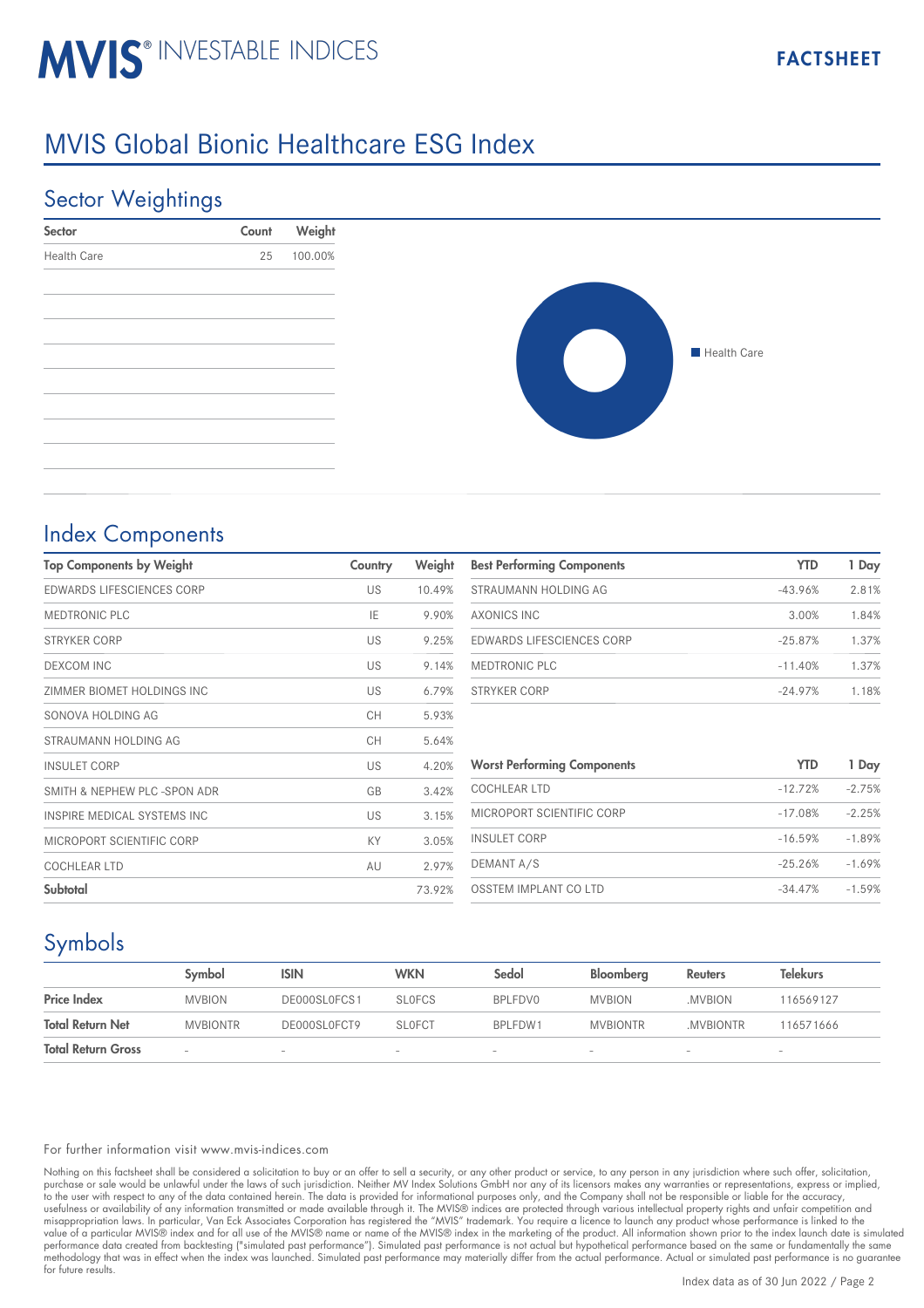# MVIS Global Bionic Healthcare ESG Index

## Sector Weightings

| Sector | Count | Weight |
|---|---|---|
| Health Care | 25 | 100.00% |

Health Care

## Index Components

| Top Components by Weight | Country | Weight |
|---|---|---|
| EDWARDS LIFESCIENCES CORP | US | 10.49% |
| MEDTRONIC PLC | IE | 9.90% |
| STRYKER CORP | US | 9.25% |
| DEXCOM INC | US | 9.14% |
| ZIMMER BIOMET HOLDINGS INC | US | 6.79% |
| SONOVA HOLDING AG | CH | 5.93% |
| STRAUMANN HOLDING AG | CH | 5.64% |
| INSULET CORP | US | 4.20% |
| SMITH & NEPHEW PLC -SPON ADR | GB | 3.42% |
| INSPIRE MEDICAL SYSTEMS INC | US | 3.15% |
| MICROPORT SCIENTIFIC CORP | KY | 3.05% |
| COCHLEAR LTD | AU | 2.97% |
| **Subtotal** | | 73.92% |

| Best Performing Components | YTD | 1 Day |
|---|---|---|
| STRAUMANN HOLDING AG | -43.96% | 2.81% |
| AXONICS INC | 3.00% | 1.84% |
| EDWARDS LIFESCIENCES CORP | -25.87% | 1.37% |
| MEDTRONIC PLC | -11.40% | 1.37% |
| STRYKER CORP | -24.97% | 1.18% |

| Worst Performing Components | YTD | 1 Day |
|---|---|---|
| COCHLEAR LTD | -12.72% | -2.75% |
| MICROPORT SCIENTIFIC CORP | -17.08% | -2.25% |
| INSULET CORP | -16.59% | -1.89% |
| DEMANT A/S | -25.26% | -1.69% |
| OSSTEM IMPLANT CO LTD | -34.47% | -1.59% |

## Symbols

| | Symbol | ISIN | WKN | Sedol | Bloomberg | Reuters | Telekurs |
|---|---|---|---|---|---|---|---|
| **Price Index** | MVBION | DE000SL0FCS1 | SL0FCS | BPLFDV0 | MVBION | .MVBION | 116569127 |
| **Total Return Net** | MVBIONTR | DE000SL0FCT9 | SL0FCT | BPLFDW1 | MVBIONTR | .MVBIONTR | 116571666 |
| **Total Return Gross** | - | - | - | - | - | - | - |

For further information visit www.mvis-indices.com

Nothing on this factsheet shall be considered a solicitation to buy or an offer to sell a security, or any other product or service, to any person in any jurisdiction where such offer, solicitation, purchase or sale would be unlawful under the laws of such jurisdiction. Neither MV Index Solutions GmbH nor any of its licensors makes any warranties or representations, express or implied, to the user with respect to any of the data contained herein. The data is provided for informational purposes only, and the Company shall not be responsible or liable for the accuracy, usefulness or availability of any information transmitted or made available through it. The MVIS® indices are protected through various intellectual property rights and unfair competition and misappropriation laws. In particular, Van Eck Associates Corporation has registered the "MVIS" trademark. You require a licence to launch any product whose performance is linked to the value of a particular MVIS® index and for all use of the MVIS® name or name of the MVIS® index in the marketing of the product. All information shown prior to the index launch date is simulated performance data created from backtesting ("simulated past performance"). Simulated past performance is not actual but hypothetical performance based on the same or fundamentally the same methodology that was in effect when the index was launched. Simulated past performance may materially differ from the actual performance. Actual or simulated past performance is no guarantee for future results.

Index data as of 30 Jun 2022